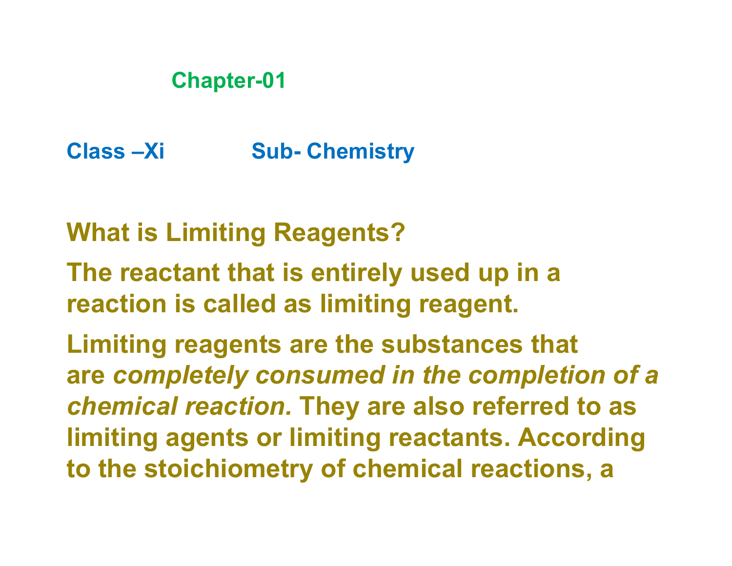**Chapter-01**

**Class –Xi Sub- Chemistry**

## What is Limiting Reagents?

**The reactant that is entirely used up in a reaction is called as limiting reagent.**

**Limiting reagents are the substances that are *completely consumed in the completion of a chemical reaction.* They are also referred to as limiting agents or limiting reactants. According to the stoichiometry of chemical reactions, a**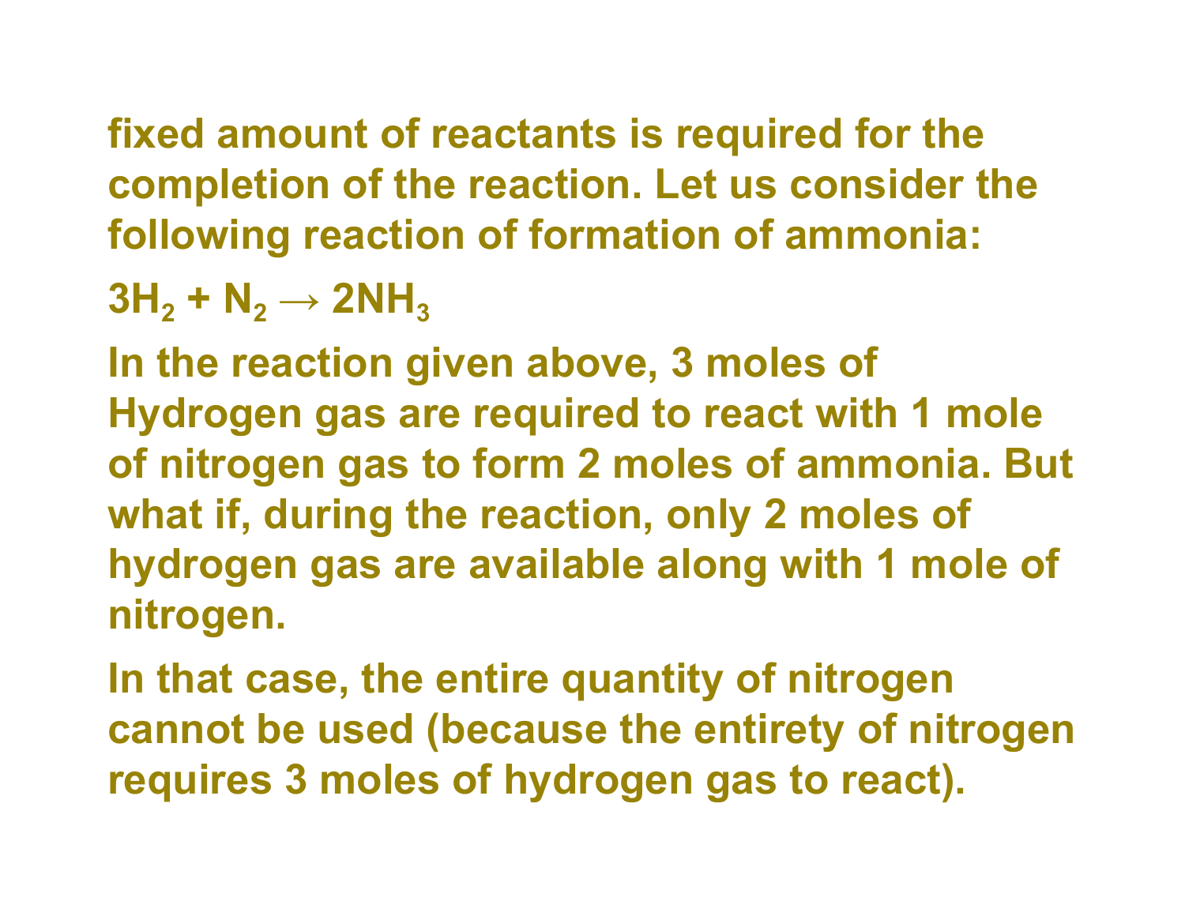fixed amount of reactants is required for the completion of the reaction. Let us consider the following reaction of formation of ammonia:

$3H_2 + N_2 \rightarrow 2NH_3$

In the reaction given above, 3 moles of Hydrogen gas are required to react with 1 mole of nitrogen gas to form 2 moles of ammonia. But what if, during the reaction, only 2 moles of hydrogen gas are available along with 1 mole of nitrogen.

In that case, the entire quantity of nitrogen cannot be used (because the entirety of nitrogen requires 3 moles of hydrogen gas to react).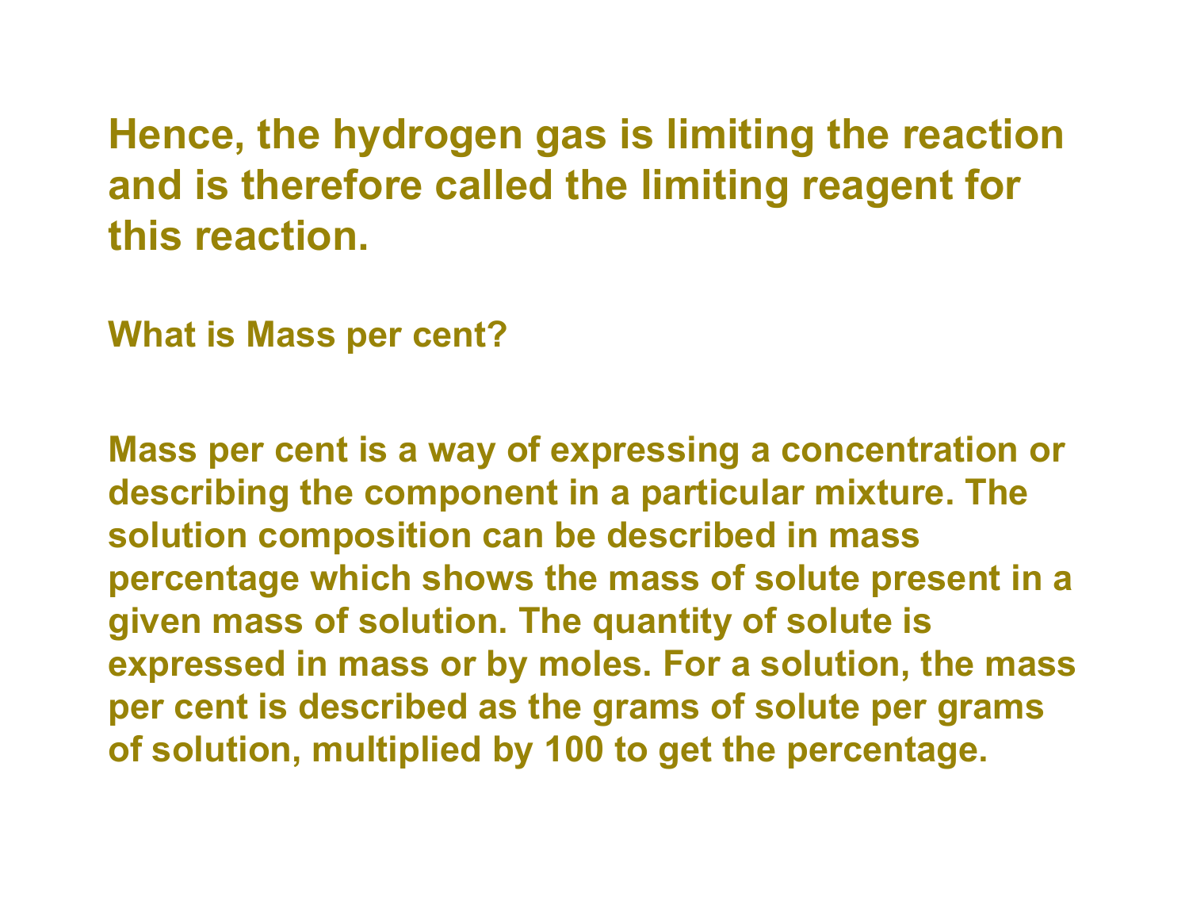**Hence, the hydrogen gas is limiting the reaction and is therefore called the limiting reagent for this reaction.**

## What is Mass per cent?

**Mass per cent is a way of expressing a concentration or describing the component in a particular mixture. The solution composition can be described in mass percentage which shows the mass of solute present in a given mass of solution. The quantity of solute is expressed in mass or by moles. For a solution, the mass per cent is described as the grams of solute per grams of solution, multiplied by 100 to get the percentage.**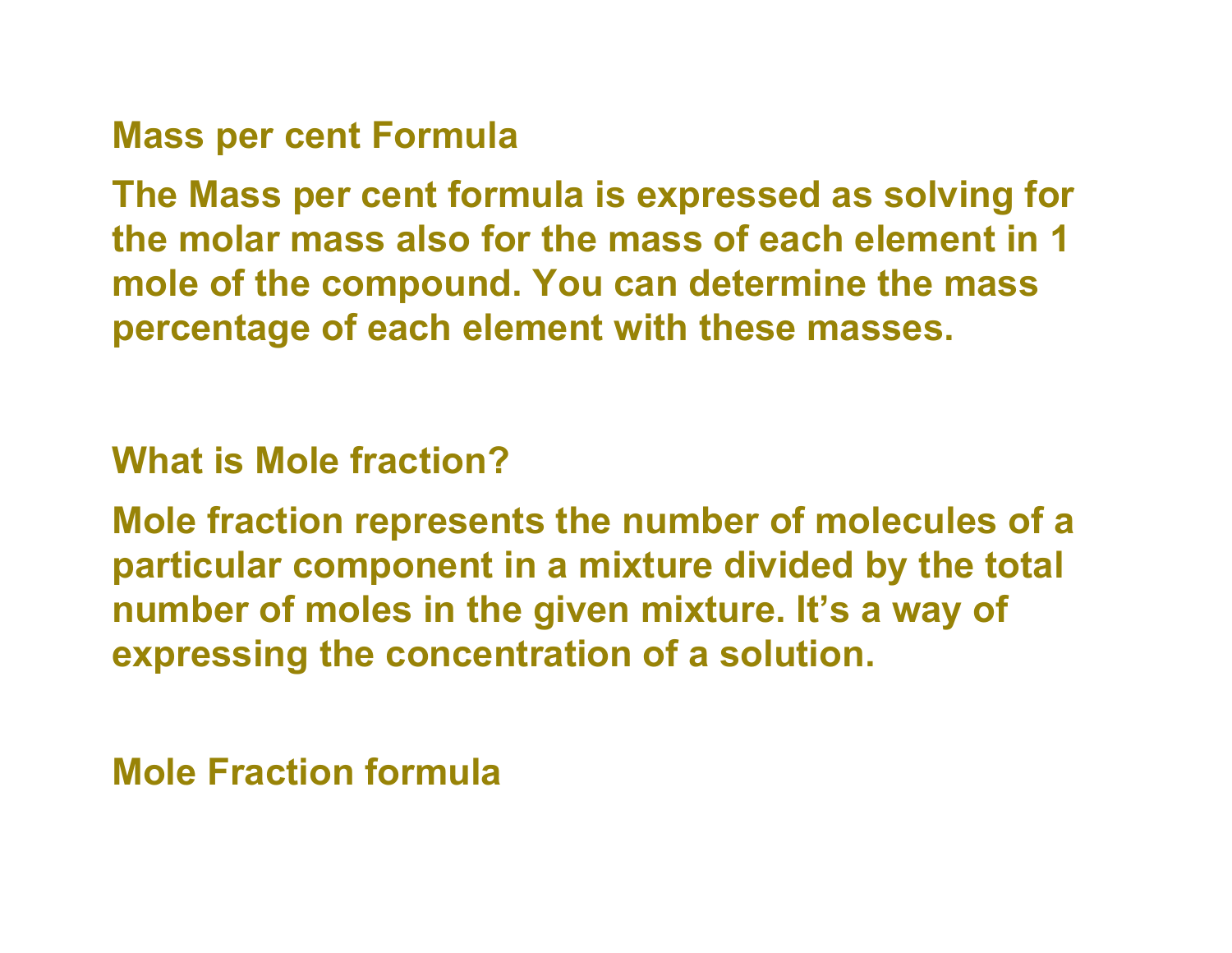## Mass per cent Formula

The Mass per cent formula is expressed as solving for the molar mass also for the mass of each element in 1 mole of the compound. You can determine the mass percentage of each element with these masses.

## What is Mole fraction?

Mole fraction represents the number of molecules of a particular component in a mixture divided by the total number of moles in the given mixture. It's a way of expressing the concentration of a solution.

## Mole Fraction formula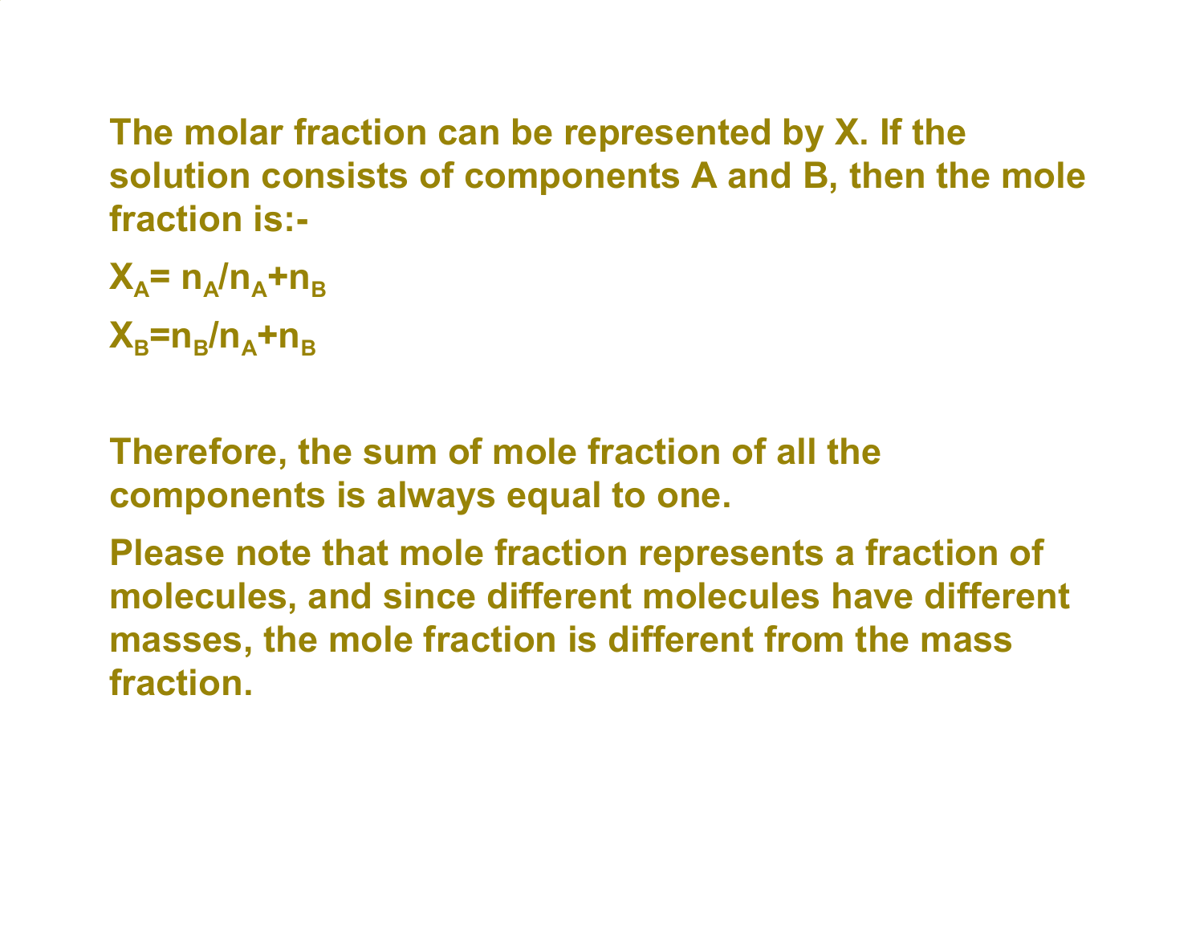The molar fraction can be represented by X. If the solution consists of components A and B, then the mole fraction is:-

$X_A = n_A/n_A+n_B$

$X_B = n_B/n_A+n_B$

Therefore, the sum of mole fraction of all the components is always equal to one.

Please note that mole fraction represents a fraction of molecules, and since different molecules have different masses, the mole fraction is different from the mass fraction.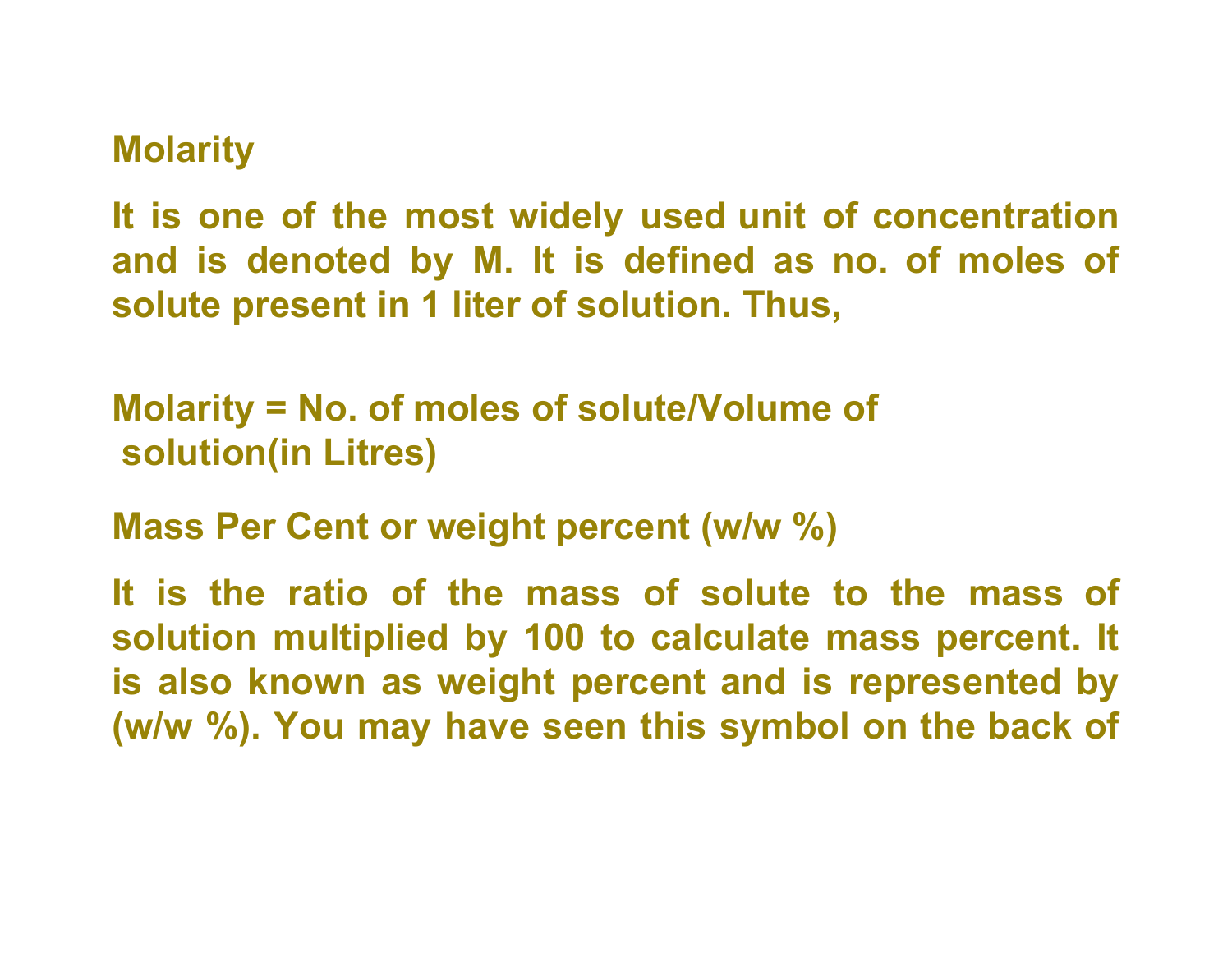## Molarity

It is one of the most widely used unit of concentration and is denoted by M. It is defined as no. of moles of solute present in 1 liter of solution. Thus,

Molarity = No. of moles of solute/Volume of solution(in Litres)

## Mass Per Cent or weight percent (w/w %)

It is the ratio of the mass of solute to the mass of solution multiplied by 100 to calculate mass percent. It is also known as weight percent and is represented by (w/w %). You may have seen this symbol on the back of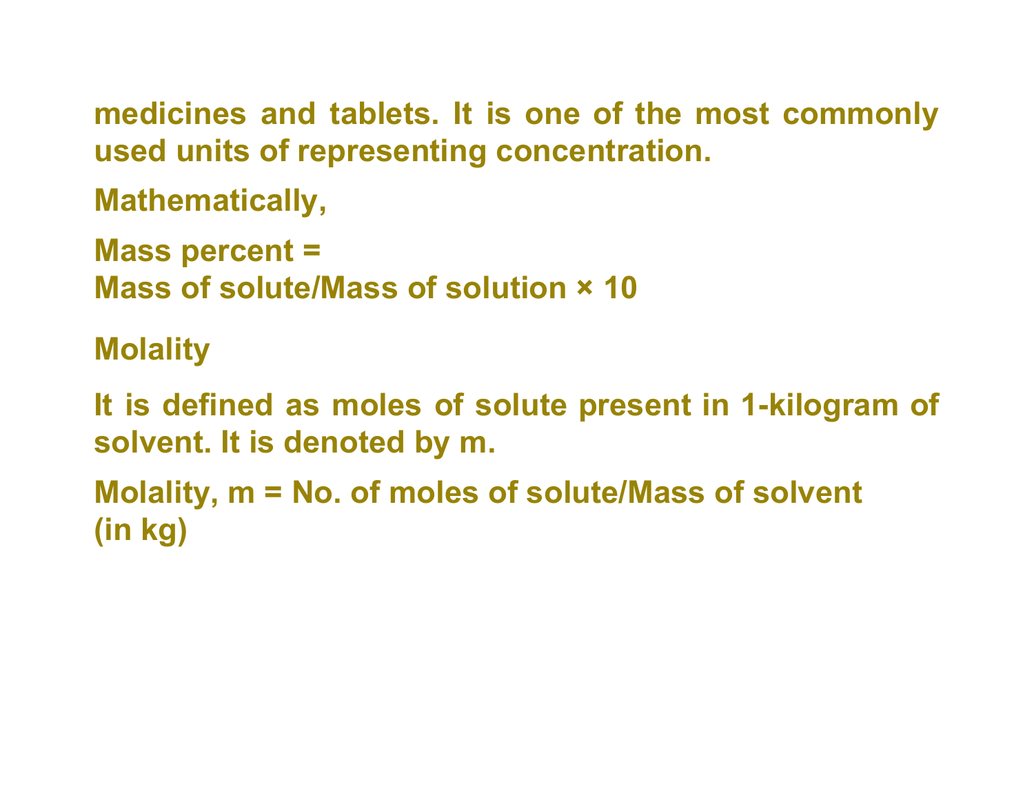medicines and tablets. It is one of the most commonly used units of representing concentration.

Mathematically,

Mass percent =
Mass of solute/Mass of solution × 10

**Molality**

It is defined as moles of solute present in 1-kilogram of solvent. It is denoted by m.

Molality, m = No. of moles of solute/Mass of solvent (in kg)